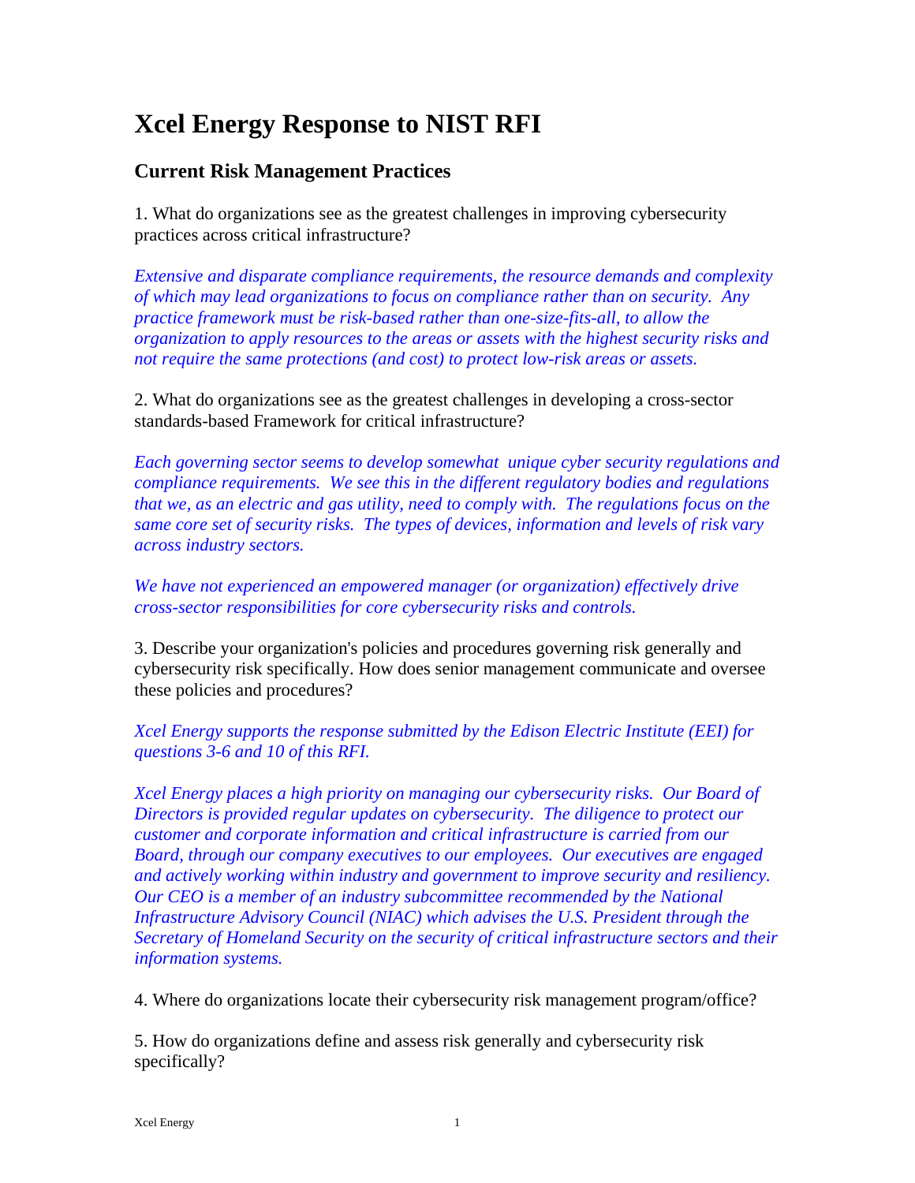# Xcel Energy Response to NIST RFI

## Current Risk Management Practices

1. What do organizations see as the greatest challenges in improving cybersecurity practices across critical infrastructure?

*Extensive and disparate compliance requirements, the resource demands and complexity of which may lead organizations to focus on compliance rather than on security. Any practice framework must be risk-based rather than one-size-fits-all, to allow the organization to apply resources to the areas or assets with the highest security risks and not require the same protections (and cost) to protect low-risk areas or assets.*

2. What do organizations see as the greatest challenges in developing a cross-sector standards-based Framework for critical infrastructure?

*Each governing sector seems to develop somewhat unique cyber security regulations and compliance requirements. We see this in the different regulatory bodies and regulations that we, as an electric and gas utility, need to comply with. The regulations focus on the same core set of security risks. The types of devices, information and levels of risk vary across industry sectors.*

*We have not experienced an empowered manager (or organization) effectively drive cross-sector responsibilities for core cybersecurity risks and controls.*

3. Describe your organization's policies and procedures governing risk generally and cybersecurity risk specifically. How does senior management communicate and oversee these policies and procedures?

*Xcel Energy supports the response submitted by the Edison Electric Institute (EEI) for questions 3-6 and 10 of this RFI.*

*Xcel Energy places a high priority on managing our cybersecurity risks. Our Board of Directors is provided regular updates on cybersecurity. The diligence to protect our customer and corporate information and critical infrastructure is carried from our Board, through our company executives to our employees. Our executives are engaged and actively working within industry and government to improve security and resiliency. Our CEO is a member of an industry subcommittee recommended by the National Infrastructure Advisory Council (NIAC) which advises the U.S. President through the Secretary of Homeland Security on the security of critical infrastructure sectors and their information systems.*

4. Where do organizations locate their cybersecurity risk management program/office?

5. How do organizations define and assess risk generally and cybersecurity risk specifically?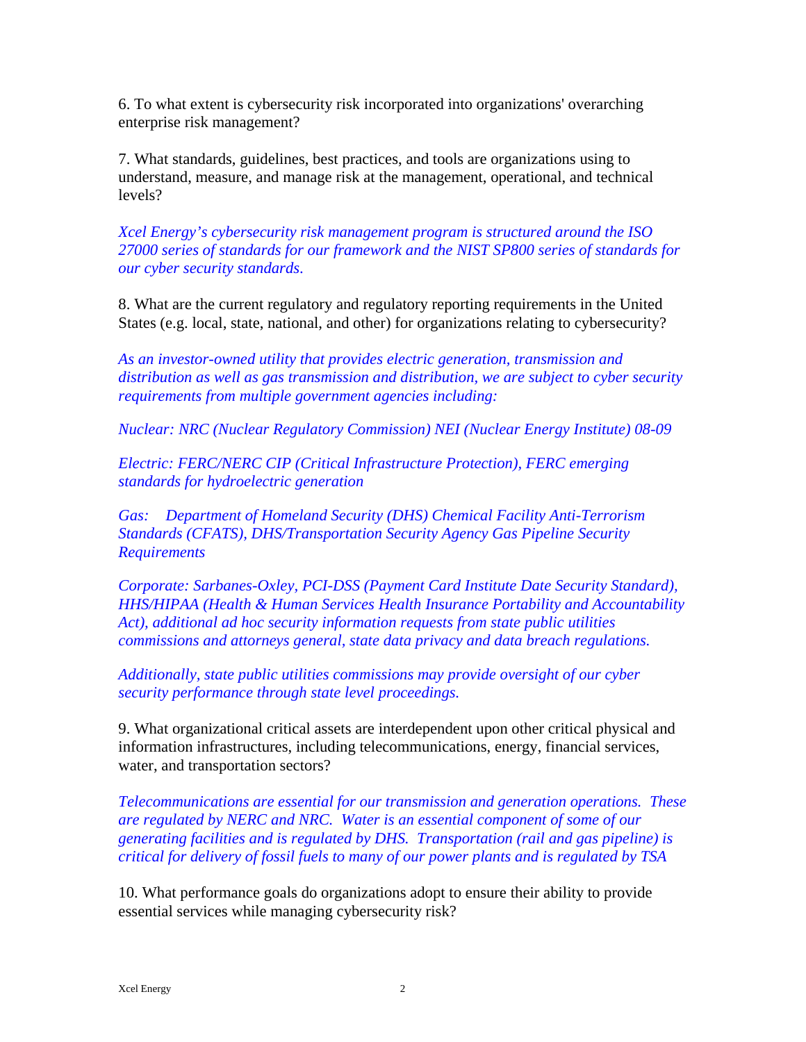6. To what extent is cybersecurity risk incorporated into organizations' overarching enterprise risk management?

7. What standards, guidelines, best practices, and tools are organizations using to understand, measure, and manage risk at the management, operational, and technical levels?

*Xcel Energy's cybersecurity risk management program is structured around the ISO 27000 series of standards for our framework and the NIST SP800 series of standards for our cyber security standards.*

8. What are the current regulatory and regulatory reporting requirements in the United States (e.g. local, state, national, and other) for organizations relating to cybersecurity?

*As an investor-owned utility that provides electric generation, transmission and distribution as well as gas transmission and distribution, we are subject to cyber security requirements from multiple government agencies including:*

*Nuclear: NRC (Nuclear Regulatory Commission) NEI (Nuclear Energy Institute) 08-09*

*Electric: FERC/NERC CIP (Critical Infrastructure Protection), FERC emerging standards for hydroelectric generation*

*Gas: Department of Homeland Security (DHS) Chemical Facility Anti-Terrorism Standards (CFATS), DHS/Transportation Security Agency Gas Pipeline Security Requirements*

*Corporate: Sarbanes-Oxley, PCI-DSS (Payment Card Institute Date Security Standard), HHS/HIPAA (Health & Human Services Health Insurance Portability and Accountability Act), additional ad hoc security information requests from state public utilities commissions and attorneys general, state data privacy and data breach regulations.*

*Additionally, state public utilities commissions may provide oversight of our cyber security performance through state level proceedings.*

9. What organizational critical assets are interdependent upon other critical physical and information infrastructures, including telecommunications, energy, financial services, water, and transportation sectors?

*Telecommunications are essential for our transmission and generation operations. These are regulated by NERC and NRC. Water is an essential component of some of our generating facilities and is regulated by DHS. Transportation (rail and gas pipeline) is critical for delivery of fossil fuels to many of our power plants and is regulated by TSA*

10. What performance goals do organizations adopt to ensure their ability to provide essential services while managing cybersecurity risk?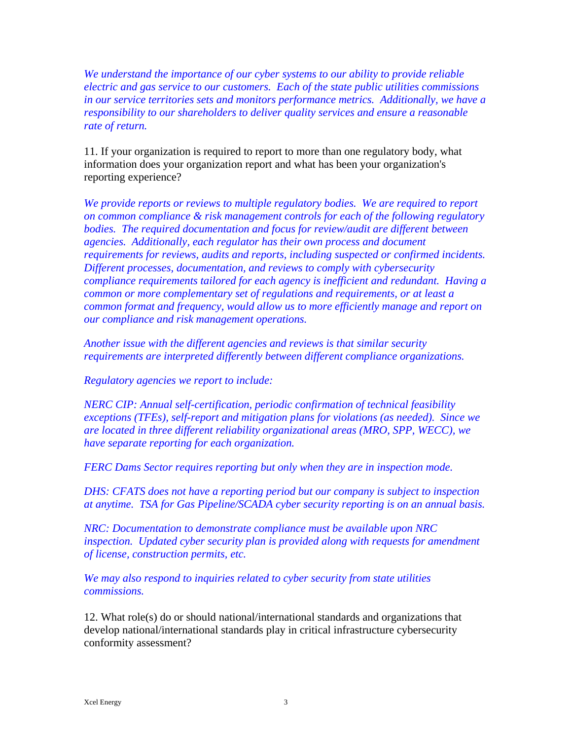*We understand the importance of our cyber systems to our ability to provide reliable electric and gas service to our customers. Each of the state public utilities commissions in our service territories sets and monitors performance metrics. Additionally, we have a responsibility to our shareholders to deliver quality services and ensure a reasonable rate of return.*

11. If your organization is required to report to more than one regulatory body, what information does your organization report and what has been your organization's reporting experience?

*We provide reports or reviews to multiple regulatory bodies. We are required to report on common compliance & risk management controls for each of the following regulatory bodies. The required documentation and focus for review/audit are different between agencies. Additionally, each regulator has their own process and document requirements for reviews, audits and reports, including suspected or confirmed incidents. Different processes, documentation, and reviews to comply with cybersecurity compliance requirements tailored for each agency is inefficient and redundant. Having a common or more complementary set of regulations and requirements, or at least a common format and frequency, would allow us to more efficiently manage and report on our compliance and risk management operations.*

*Another issue with the different agencies and reviews is that similar security requirements are interpreted differently between different compliance organizations.*

*Regulatory agencies we report to include:*

*NERC CIP: Annual self-certification, periodic confirmation of technical feasibility exceptions (TFEs), self-report and mitigation plans for violations (as needed). Since we are located in three different reliability organizational areas (MRO, SPP, WECC), we have separate reporting for each organization.*

*FERC Dams Sector requires reporting but only when they are in inspection mode.*

*DHS: CFATS does not have a reporting period but our company is subject to inspection at anytime. TSA for Gas Pipeline/SCADA cyber security reporting is on an annual basis.*

*NRC: Documentation to demonstrate compliance must be available upon NRC inspection. Updated cyber security plan is provided along with requests for amendment of license, construction permits, etc.*

*We may also respond to inquiries related to cyber security from state utilities commissions.*

12. What role(s) do or should national/international standards and organizations that develop national/international standards play in critical infrastructure cybersecurity conformity assessment?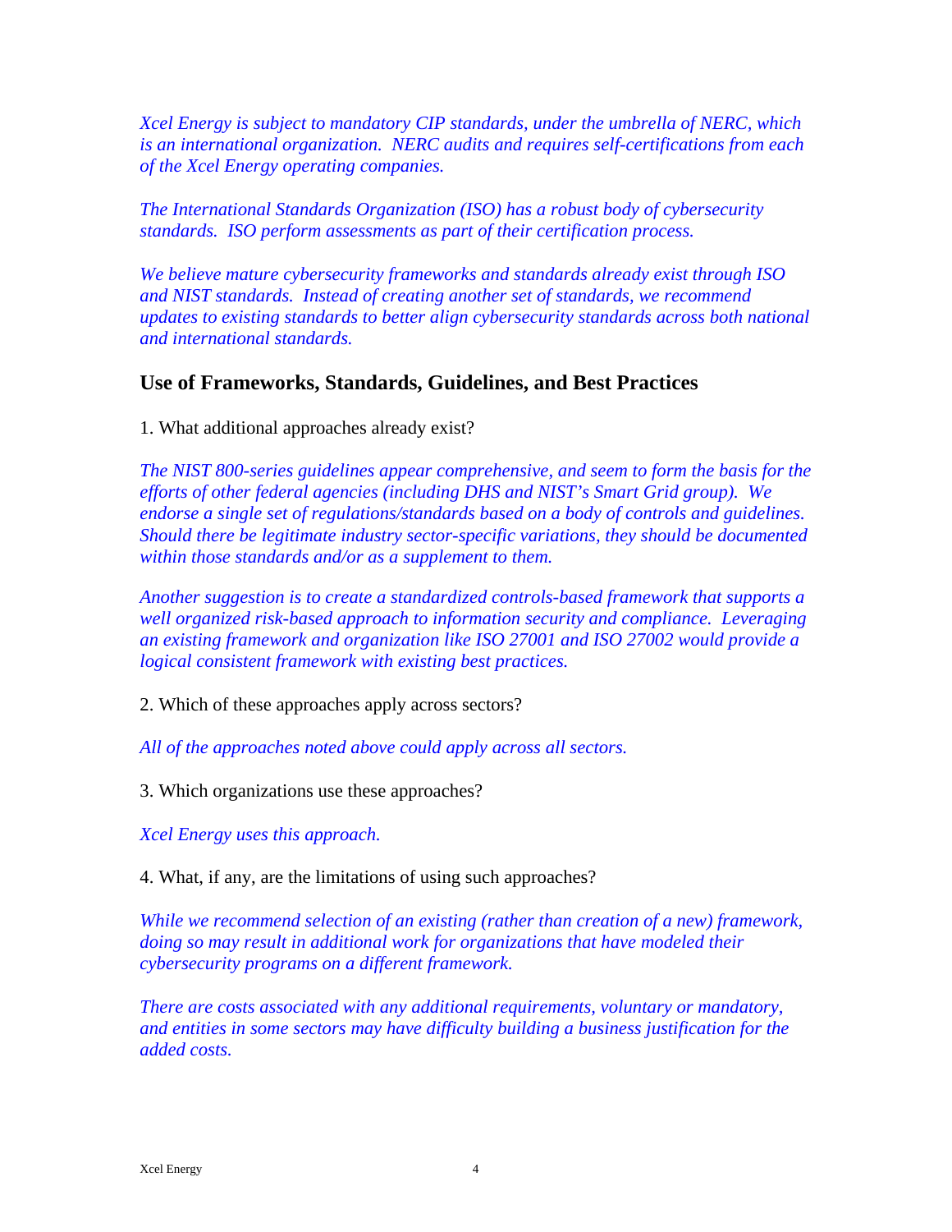*Xcel Energy is subject to mandatory CIP standards, under the umbrella of NERC, which is an international organization. NERC audits and requires self-certifications from each of the Xcel Energy operating companies.*

*The International Standards Organization (ISO) has a robust body of cybersecurity standards. ISO perform assessments as part of their certification process.*

*We believe mature cybersecurity frameworks and standards already exist through ISO and NIST standards. Instead of creating another set of standards, we recommend updates to existing standards to better align cybersecurity standards across both national and international standards.*

## Use of Frameworks, Standards, Guidelines, and Best Practices

1. What additional approaches already exist?

*The NIST 800-series guidelines appear comprehensive, and seem to form the basis for the efforts of other federal agencies (including DHS and NIST's Smart Grid group). We endorse a single set of regulations/standards based on a body of controls and guidelines. Should there be legitimate industry sector-specific variations, they should be documented within those standards and/or as a supplement to them.*

*Another suggestion is to create a standardized controls-based framework that supports a well organized risk-based approach to information security and compliance. Leveraging an existing framework and organization like ISO 27001 and ISO 27002 would provide a logical consistent framework with existing best practices.*

2. Which of these approaches apply across sectors?

*All of the approaches noted above could apply across all sectors.*

3. Which organizations use these approaches?

*Xcel Energy uses this approach.*

4. What, if any, are the limitations of using such approaches?

*While we recommend selection of an existing (rather than creation of a new) framework, doing so may result in additional work for organizations that have modeled their cybersecurity programs on a different framework.*

*There are costs associated with any additional requirements, voluntary or mandatory, and entities in some sectors may have difficulty building a business justification for the added costs.*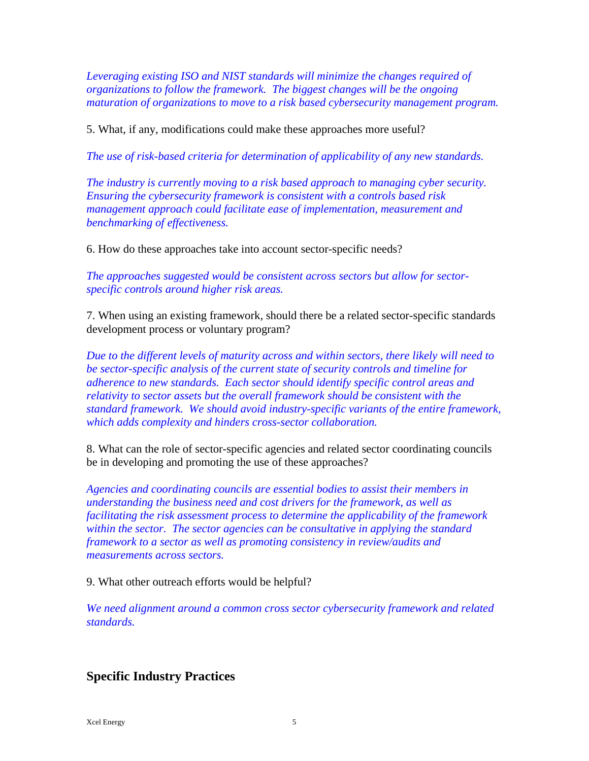*Leveraging existing ISO and NIST standards will minimize the changes required of organizations to follow the framework. The biggest changes will be the ongoing maturation of organizations to move to a risk based cybersecurity management program.*

5. What, if any, modifications could make these approaches more useful?

*The use of risk-based criteria for determination of applicability of any new standards.*

*The industry is currently moving to a risk based approach to managing cyber security. Ensuring the cybersecurity framework is consistent with a controls based risk management approach could facilitate ease of implementation, measurement and benchmarking of effectiveness.*

6. How do these approaches take into account sector-specific needs?

*The approaches suggested would be consistent across sectors but allow for sector-specific controls around higher risk areas.*

7. When using an existing framework, should there be a related sector-specific standards development process or voluntary program?

*Due to the different levels of maturity across and within sectors, there likely will need to be sector-specific analysis of the current state of security controls and timeline for adherence to new standards. Each sector should identify specific control areas and relativity to sector assets but the overall framework should be consistent with the standard framework. We should avoid industry-specific variants of the entire framework, which adds complexity and hinders cross-sector collaboration.*

8. What can the role of sector-specific agencies and related sector coordinating councils be in developing and promoting the use of these approaches?

*Agencies and coordinating councils are essential bodies to assist their members in understanding the business need and cost drivers for the framework, as well as facilitating the risk assessment process to determine the applicability of the framework within the sector. The sector agencies can be consultative in applying the standard framework to a sector as well as promoting consistency in review/audits and measurements across sectors.*

9. What other outreach efforts would be helpful?

*We need alignment around a common cross sector cybersecurity framework and related standards.*

## Specific Industry Practices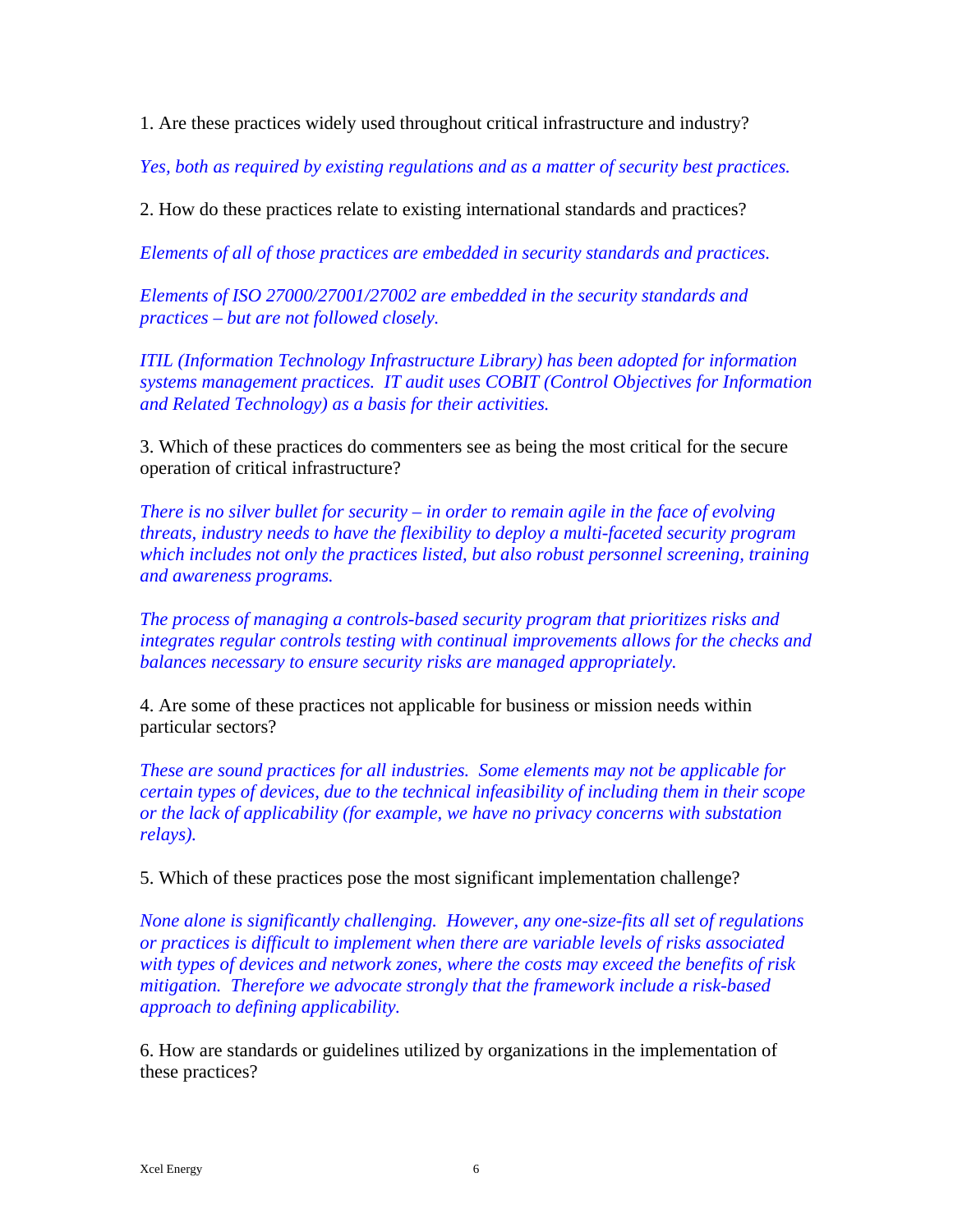1. Are these practices widely used throughout critical infrastructure and industry?

*Yes, both as required by existing regulations and as a matter of security best practices.*

2. How do these practices relate to existing international standards and practices?

*Elements of all of those practices are embedded in security standards and practices.*

*Elements of ISO 27000/27001/27002 are embedded in the security standards and practices – but are not followed closely.*

*ITIL (Information Technology Infrastructure Library) has been adopted for information systems management practices. IT audit uses COBIT (Control Objectives for Information and Related Technology) as a basis for their activities.*

3. Which of these practices do commenters see as being the most critical for the secure operation of critical infrastructure?

*There is no silver bullet for security – in order to remain agile in the face of evolving threats, industry needs to have the flexibility to deploy a multi-faceted security program which includes not only the practices listed, but also robust personnel screening, training and awareness programs.*

*The process of managing a controls-based security program that prioritizes risks and integrates regular controls testing with continual improvements allows for the checks and balances necessary to ensure security risks are managed appropriately.*

4. Are some of these practices not applicable for business or mission needs within particular sectors?

*These are sound practices for all industries. Some elements may not be applicable for certain types of devices, due to the technical infeasibility of including them in their scope or the lack of applicability (for example, we have no privacy concerns with substation relays).*

5. Which of these practices pose the most significant implementation challenge?

*None alone is significantly challenging. However, any one-size-fits all set of regulations or practices is difficult to implement when there are variable levels of risks associated with types of devices and network zones, where the costs may exceed the benefits of risk mitigation. Therefore we advocate strongly that the framework include a risk-based approach to defining applicability.*

6. How are standards or guidelines utilized by organizations in the implementation of these practices?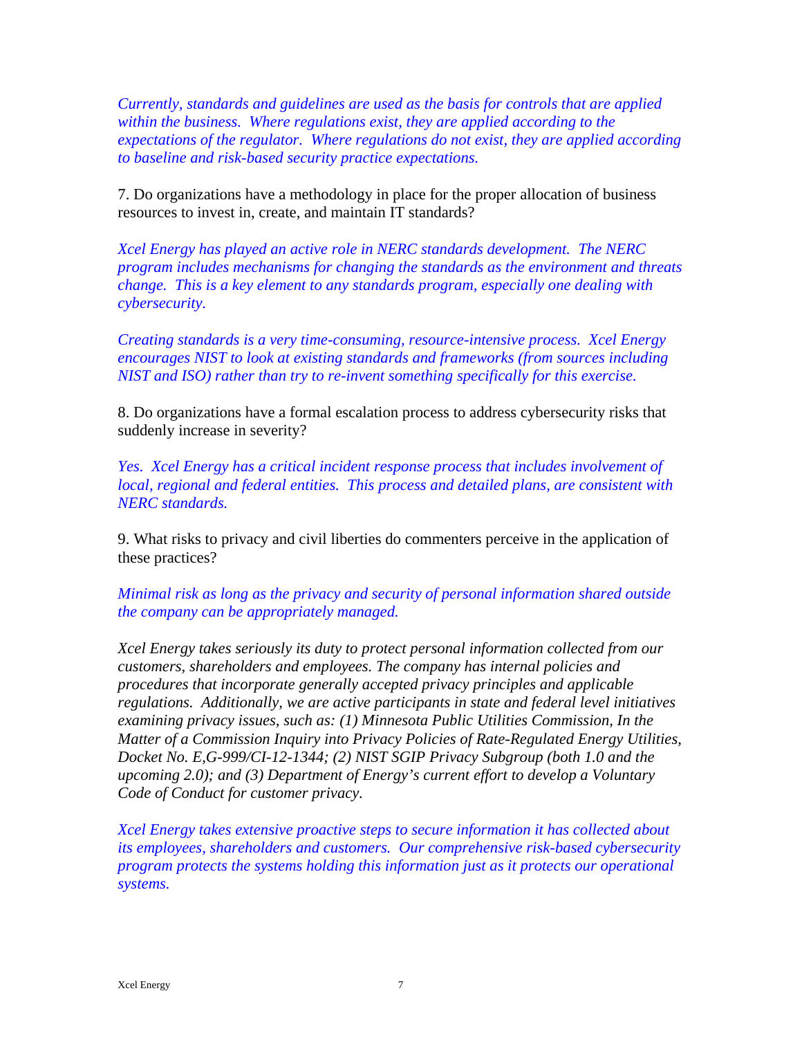*Currently, standards and guidelines are used as the basis for controls that are applied within the business. Where regulations exist, they are applied according to the expectations of the regulator. Where regulations do not exist, they are applied according to baseline and risk-based security practice expectations.*

7. Do organizations have a methodology in place for the proper allocation of business resources to invest in, create, and maintain IT standards?

*Xcel Energy has played an active role in NERC standards development. The NERC program includes mechanisms for changing the standards as the environment and threats change. This is a key element to any standards program, especially one dealing with cybersecurity.*

*Creating standards is a very time-consuming, resource-intensive process. Xcel Energy encourages NIST to look at existing standards and frameworks (from sources including NIST and ISO) rather than try to re-invent something specifically for this exercise.*

8. Do organizations have a formal escalation process to address cybersecurity risks that suddenly increase in severity?

*Yes. Xcel Energy has a critical incident response process that includes involvement of local, regional and federal entities. This process and detailed plans, are consistent with NERC standards.*

9. What risks to privacy and civil liberties do commenters perceive in the application of these practices?

*Minimal risk as long as the privacy and security of personal information shared outside the company can be appropriately managed.*

*Xcel Energy takes seriously its duty to protect personal information collected from our customers, shareholders and employees. The company has internal policies and procedures that incorporate generally accepted privacy principles and applicable regulations. Additionally, we are active participants in state and federal level initiatives examining privacy issues, such as: (1) Minnesota Public Utilities Commission, In the Matter of a Commission Inquiry into Privacy Policies of Rate-Regulated Energy Utilities, Docket No. E,G-999/CI-12-1344; (2) NIST SGIP Privacy Subgroup (both 1.0 and the upcoming 2.0); and (3) Department of Energy's current effort to develop a Voluntary Code of Conduct for customer privacy.*

*Xcel Energy takes extensive proactive steps to secure information it has collected about its employees, shareholders and customers. Our comprehensive risk-based cybersecurity program protects the systems holding this information just as it protects our operational systems.*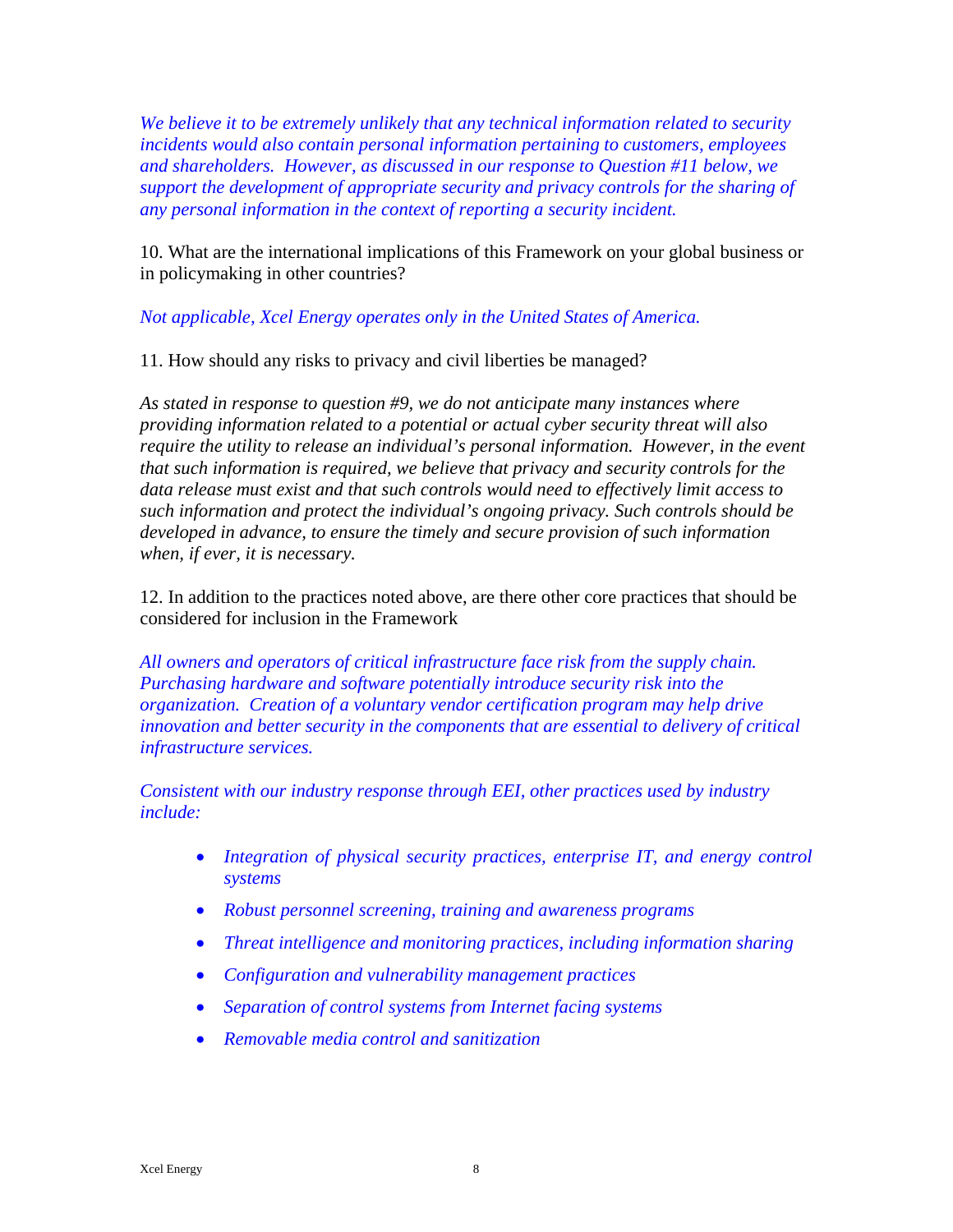*We believe it to be extremely unlikely that any technical information related to security incidents would also contain personal information pertaining to customers, employees and shareholders. However, as discussed in our response to Question #11 below, we support the development of appropriate security and privacy controls for the sharing of any personal information in the context of reporting a security incident.*

10. What are the international implications of this Framework on your global business or in policymaking in other countries?

*Not applicable, Xcel Energy operates only in the United States of America.*

11. How should any risks to privacy and civil liberties be managed?

*As stated in response to question #9, we do not anticipate many instances where providing information related to a potential or actual cyber security threat will also require the utility to release an individual's personal information. However, in the event that such information is required, we believe that privacy and security controls for the data release must exist and that such controls would need to effectively limit access to such information and protect the individual's ongoing privacy. Such controls should be developed in advance, to ensure the timely and secure provision of such information when, if ever, it is necessary.*

12. In addition to the practices noted above, are there other core practices that should be considered for inclusion in the Framework

*All owners and operators of critical infrastructure face risk from the supply chain. Purchasing hardware and software potentially introduce security risk into the organization. Creation of a voluntary vendor certification program may help drive innovation and better security in the components that are essential to delivery of critical infrastructure services.*

*Consistent with our industry response through EEI, other practices used by industry include:*

- *Integration of physical security practices, enterprise IT, and energy control systems*
- *Robust personnel screening, training and awareness programs*
- *Threat intelligence and monitoring practices, including information sharing*
- *Configuration and vulnerability management practices*
- *Separation of control systems from Internet facing systems*
- *Removable media control and sanitization*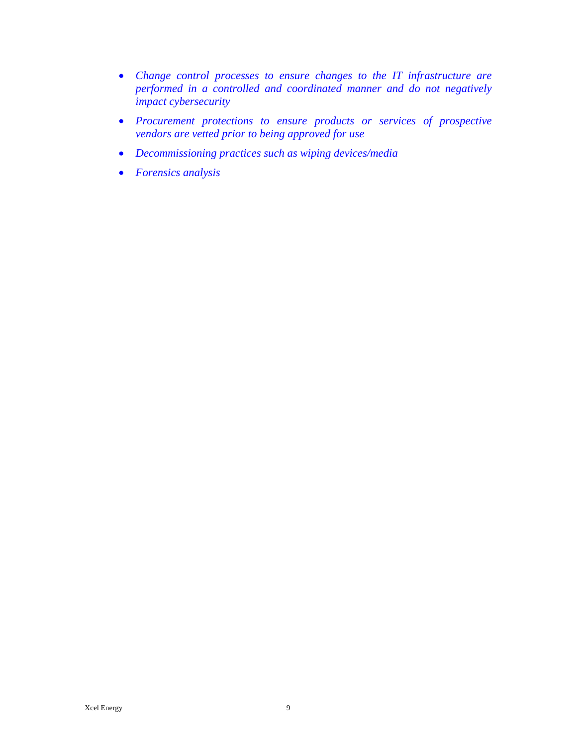- *Change control processes to ensure changes to the IT infrastructure are performed in a controlled and coordinated manner and do not negatively impact cybersecurity*
- *Procurement protections to ensure products or services of prospective vendors are vetted prior to being approved for use*
- *Decommissioning practices such as wiping devices/media*
- *Forensics analysis*